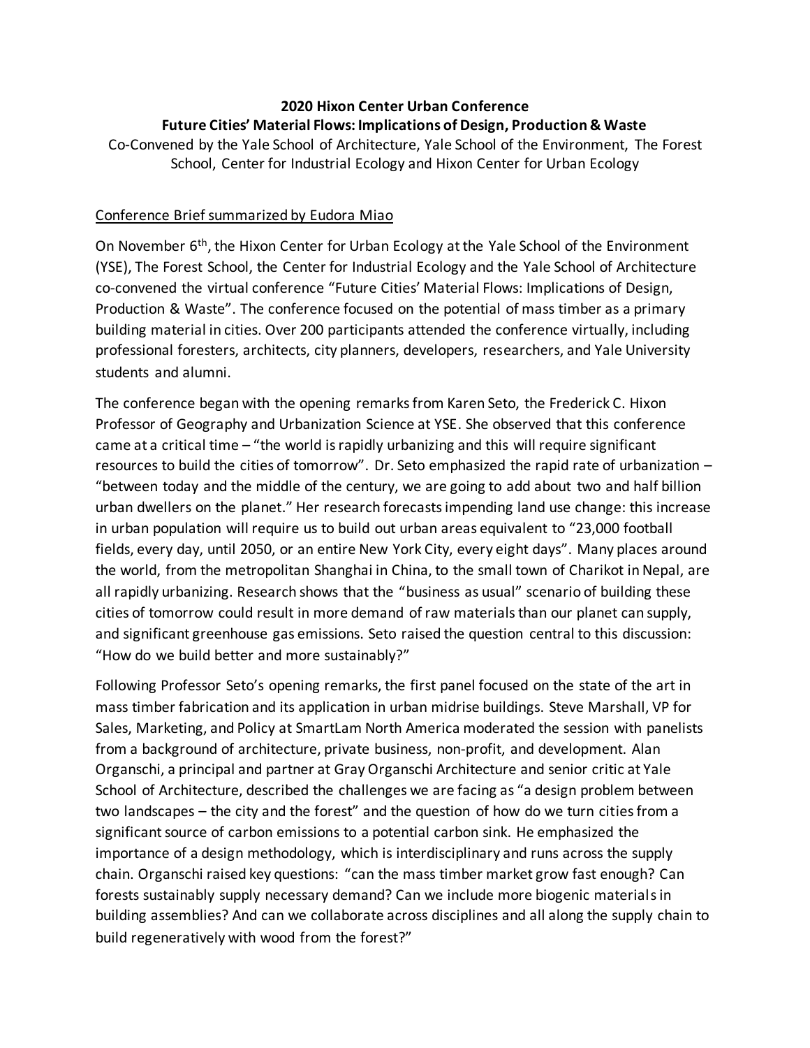**2020 Hixon Center Urban Conference**

**Future Cities' Material Flows: Implications of Design, Production & Waste**

Co-Convened by the Yale School of Architecture, Yale School of the Environment, The Forest School, Center for Industrial Ecology and Hixon Center for Urban Ecology

Conference Brief summarized by Eudora Miao

On November 6th, the Hixon Center for Urban Ecology at the Yale School of the Environment (YSE), The Forest School, the Center for Industrial Ecology and the Yale School of Architecture co-convened the virtual conference "Future Cities' Material Flows: Implications of Design, Production & Waste". The conference focused on the potential of mass timber as a primary building material in cities. Over 200 participants attended the conference virtually, including professional foresters, architects, city planners, developers, researchers, and Yale University students and alumni.

The conference began with the opening remarks from Karen Seto, the Frederick C. Hixon Professor of Geography and Urbanization Science at YSE. She observed that this conference came at a critical time – "the world is rapidly urbanizing and this will require significant resources to build the cities of tomorrow". Dr. Seto emphasized the rapid rate of urbanization – "between today and the middle of the century, we are going to add about two and half billion urban dwellers on the planet." Her research forecasts impending land use change: this increase in urban population will require us to build out urban areas equivalent to "23,000 football fields, every day, until 2050, or an entire New York City, every eight days". Many places around the world, from the metropolitan Shanghai in China, to the small town of Charikot in Nepal, are all rapidly urbanizing. Research shows that the "business as usual" scenario of building these cities of tomorrow could result in more demand of raw materials than our planet can supply, and significant greenhouse gas emissions. Seto raised the question central to this discussion: "How do we build better and more sustainably?"

Following Professor Seto's opening remarks, the first panel focused on the state of the art in mass timber fabrication and its application in urban midrise buildings. Steve Marshall, VP for Sales, Marketing, and Policy at SmartLam North America moderated the session with panelists from a background of architecture, private business, non-profit, and development. Alan Organschi, a principal and partner at Gray Organschi Architecture and senior critic at Yale School of Architecture, described the challenges we are facing as "a design problem between two landscapes – the city and the forest" and the question of how do we turn cities from a significant source of carbon emissions to a potential carbon sink. He emphasized the importance of a design methodology, which is interdisciplinary and runs across the supply chain. Organschi raised key questions: "can the mass timber market grow fast enough? Can forests sustainably supply necessary demand? Can we include more biogenic materials in building assemblies? And can we collaborate across disciplines and all along the supply chain to build regeneratively with wood from the forest?"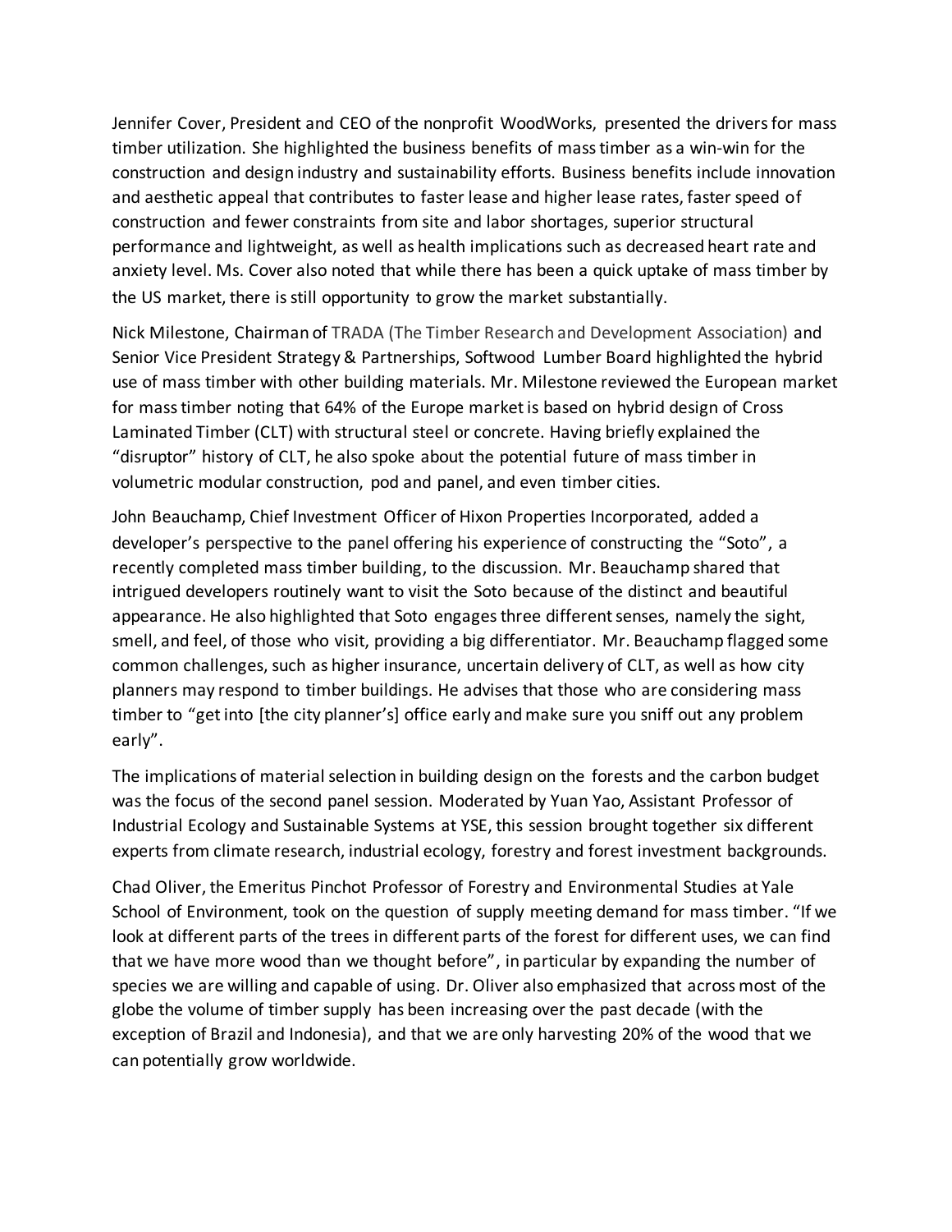Jennifer Cover, President and CEO of the nonprofit WoodWorks, presented the drivers for mass timber utilization. She highlighted the business benefits of mass timber as a win-win for the construction and design industry and sustainability efforts. Business benefits include innovation and aesthetic appeal that contributes to faster lease and higher lease rates, faster speed of construction and fewer constraints from site and labor shortages, superior structural performance and lightweight, as well as health implications such as decreased heart rate and anxiety level. Ms. Cover also noted that while there has been a quick uptake of mass timber by the US market, there is still opportunity to grow the market substantially.

Nick Milestone, Chairman of TRADA (The Timber Research and Development Association) and Senior Vice President Strategy & Partnerships, Softwood Lumber Board highlighted the hybrid use of mass timber with other building materials. Mr. Milestone reviewed the European market for mass timber noting that 64% of the Europe market is based on hybrid design of Cross Laminated Timber (CLT) with structural steel or concrete. Having briefly explained the "disruptor" history of CLT, he also spoke about the potential future of mass timber in volumetric modular construction, pod and panel, and even timber cities.

John Beauchamp, Chief Investment Officer of Hixon Properties Incorporated, added a developer's perspective to the panel offering his experience of constructing the "Soto", a recently completed mass timber building, to the discussion. Mr. Beauchamp shared that intrigued developers routinely want to visit the Soto because of the distinct and beautiful appearance. He also highlighted that Soto engages three different senses, namely the sight, smell, and feel, of those who visit, providing a big differentiator. Mr. Beauchamp flagged some common challenges, such as higher insurance, uncertain delivery of CLT, as well as how city planners may respond to timber buildings. He advises that those who are considering mass timber to "get into [the city planner's] office early and make sure you sniff out any problem early".

The implications of material selection in building design on the forests and the carbon budget was the focus of the second panel session. Moderated by Yuan Yao, Assistant Professor of Industrial Ecology and Sustainable Systems at YSE, this session brought together six different experts from climate research, industrial ecology, forestry and forest investment backgrounds.

Chad Oliver, the Emeritus Pinchot Professor of Forestry and Environmental Studies at Yale School of Environment, took on the question of supply meeting demand for mass timber. "If we look at different parts of the trees in different parts of the forest for different uses, we can find that we have more wood than we thought before", in particular by expanding the number of species we are willing and capable of using. Dr. Oliver also emphasized that across most of the globe the volume of timber supply has been increasing over the past decade (with the exception of Brazil and Indonesia), and that we are only harvesting 20% of the wood that we can potentially grow worldwide.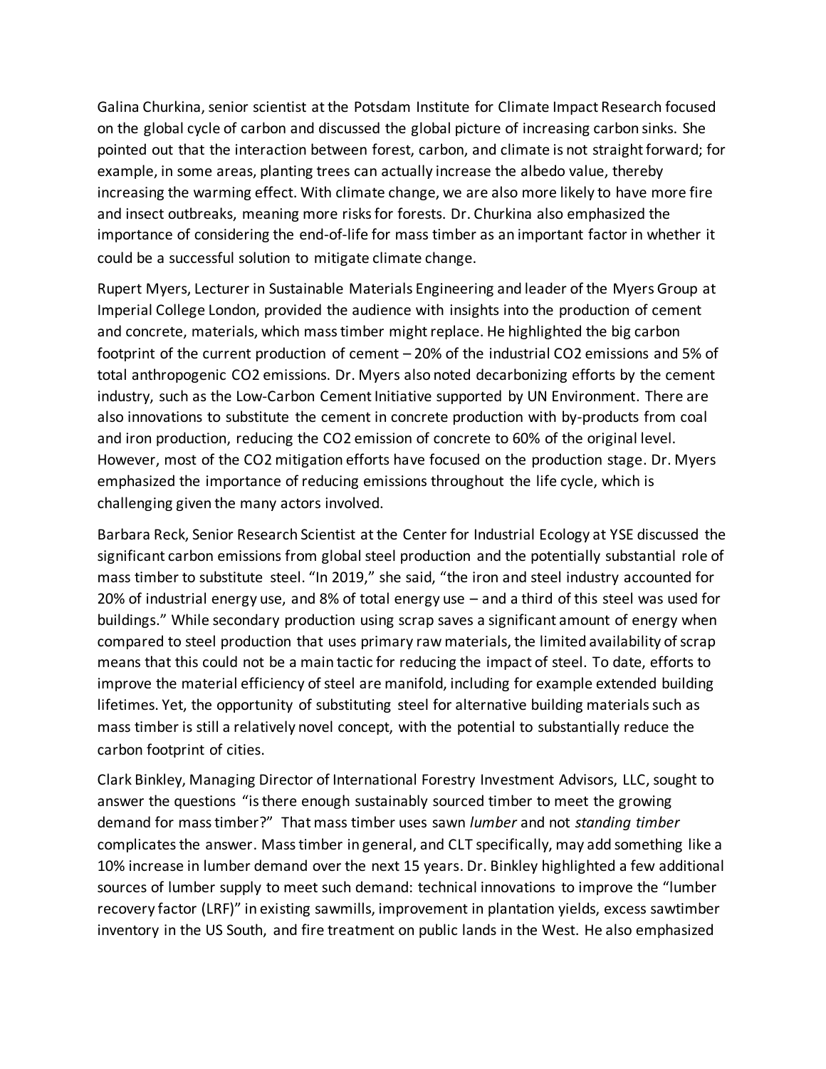Galina Churkina, senior scientist at the Potsdam Institute for Climate Impact Research focused on the global cycle of carbon and discussed the global picture of increasing carbon sinks. She pointed out that the interaction between forest, carbon, and climate is not straight forward; for example, in some areas, planting trees can actually increase the albedo value, thereby increasing the warming effect. With climate change, we are also more likely to have more fire and insect outbreaks, meaning more risks for forests. Dr. Churkina also emphasized the importance of considering the end-of-life for mass timber as an important factor in whether it could be a successful solution to mitigate climate change.

Rupert Myers, Lecturer in Sustainable Materials Engineering and leader of the Myers Group at Imperial College London, provided the audience with insights into the production of cement and concrete, materials, which mass timber might replace. He highlighted the big carbon footprint of the current production of cement – 20% of the industrial $CO_2$ emissions and 5% of total anthropogenic $CO_2$ emissions. Dr. Myers also noted decarbonizing efforts by the cement industry, such as the Low-Carbon Cement Initiative supported by UN Environment. There are also innovations to substitute the cement in concrete production with by-products from coal and iron production, reducing the $CO_2$ emission of concrete to 60% of the original level. However, most of the $CO_2$ mitigation efforts have focused on the production stage. Dr. Myers emphasized the importance of reducing emissions throughout the life cycle, which is challenging given the many actors involved.

Barbara Reck, Senior Research Scientist at the Center for Industrial Ecology at YSE discussed the significant carbon emissions from global steel production and the potentially substantial role of mass timber to substitute steel. "In 2019," she said, "the iron and steel industry accounted for 20% of industrial energy use, and 8% of total energy use – and a third of this steel was used for buildings." While secondary production using scrap saves a significant amount of energy when compared to steel production that uses primary raw materials, the limited availability of scrap means that this could not be a main tactic for reducing the impact of steel. To date, efforts to improve the material efficiency of steel are manifold, including for example extended building lifetimes. Yet, the opportunity of substituting steel for alternative building materials such as mass timber is still a relatively novel concept, with the potential to substantially reduce the carbon footprint of cities.

Clark Binkley, Managing Director of International Forestry Investment Advisors, LLC, sought to answer the questions "is there enough sustainably sourced timber to meet the growing demand for mass timber?" That mass timber uses sawn *lumber* and not *standing timber* complicates the answer. Mass timber in general, and CLT specifically, may add something like a 10% increase in lumber demand over the next 15 years. Dr. Binkley highlighted a few additional sources of lumber supply to meet such demand: technical innovations to improve the "lumber recovery factor (LRF)" in existing sawmills, improvement in plantation yields, excess sawtimber inventory in the US South, and fire treatment on public lands in the West. He also emphasized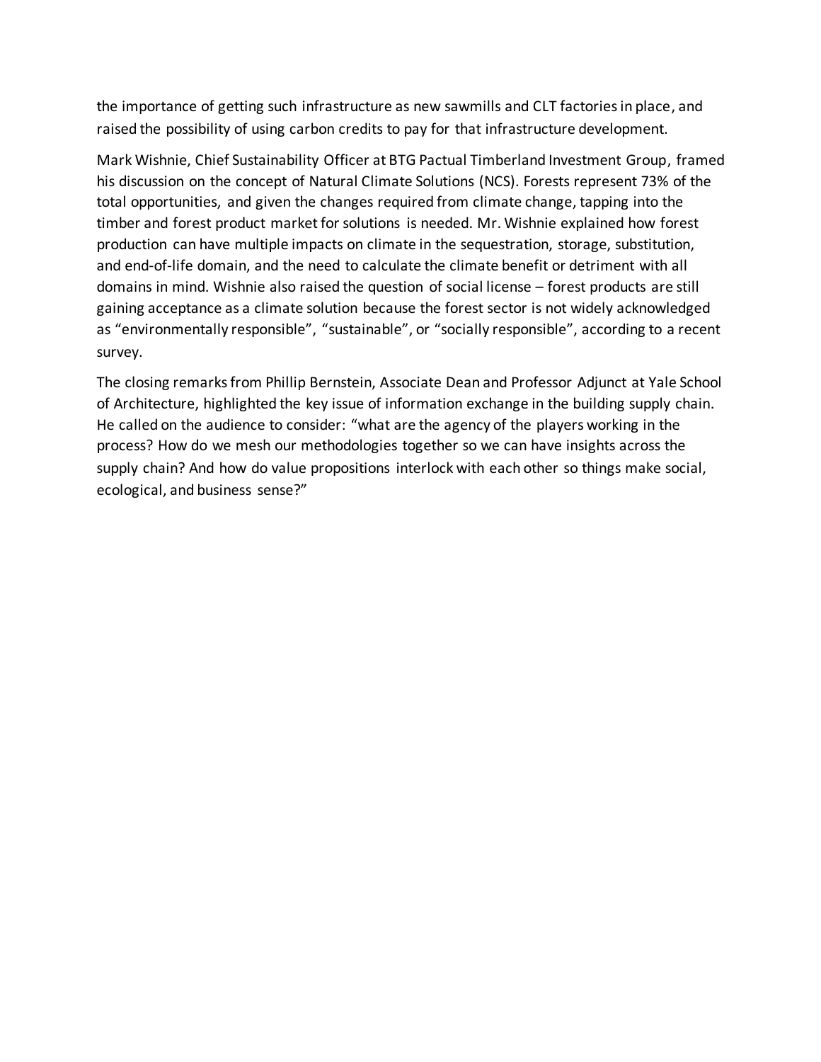the importance of getting such infrastructure as new sawmills and CLT factories in place, and raised the possibility of using carbon credits to pay for that infrastructure development.

Mark Wishnie, Chief Sustainability Officer at BTG Pactual Timberland Investment Group, framed his discussion on the concept of Natural Climate Solutions (NCS). Forests represent 73% of the total opportunities, and given the changes required from climate change, tapping into the timber and forest product market for solutions is needed. Mr. Wishnie explained how forest production can have multiple impacts on climate in the sequestration, storage, substitution, and end-of-life domain, and the need to calculate the climate benefit or detriment with all domains in mind. Wishnie also raised the question of social license – forest products are still gaining acceptance as a climate solution because the forest sector is not widely acknowledged as "environmentally responsible", "sustainable", or "socially responsible", according to a recent survey.

The closing remarks from Phillip Bernstein, Associate Dean and Professor Adjunct at Yale School of Architecture, highlighted the key issue of information exchange in the building supply chain. He called on the audience to consider: "what are the agency of the players working in the process? How do we mesh our methodologies together so we can have insights across the supply chain? And how do value propositions interlock with each other so things make social, ecological, and business sense?"